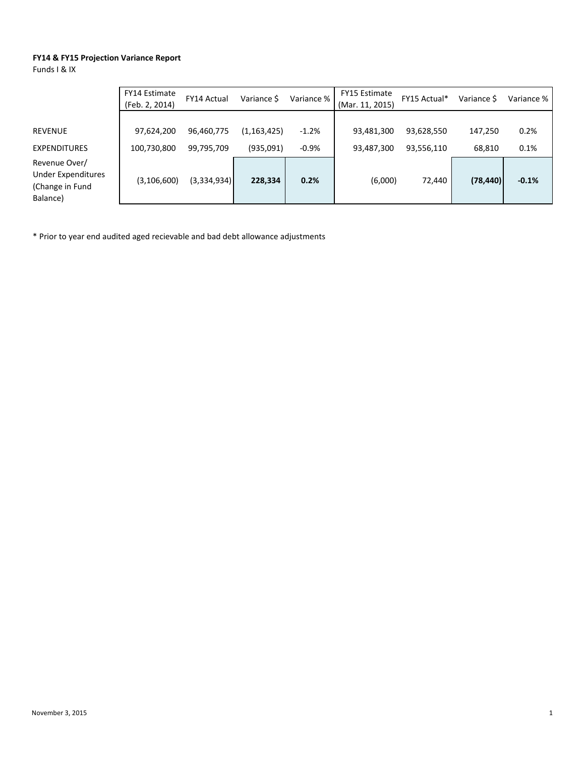**FY14 & FY15 Projection Variance Report**

Funds I & IX

| | FY14 Estimate (Feb. 2, 2014) | FY14 Actual | Variance $ | Variance % | FY15 Estimate (Mar. 11, 2015) | FY15 Actual* | Variance $ | Variance % |
|---|---|---|---|---|---|---|---|---|
| REVENUE | 97,624,200 | 96,460,775 | (1,163,425) | -1.2% | 93,481,300 | 93,628,550 | 147,250 | 0.2% |
| EXPENDITURES | 100,730,800 | 99,795,709 | (935,091) | -0.9% | 93,487,300 | 93,556,110 | 68,810 | 0.1% |
| Revenue Over/ Under Expenditures (Change in Fund Balance) | (3,106,600) | (3,334,934) | **228,334** | **0.2%** | (6,000) | 72,440 | **(78,440)** | **-0.1%** |

* Prior to year end audited aged recievable and bad debt allowance adjustments

November 3, 2015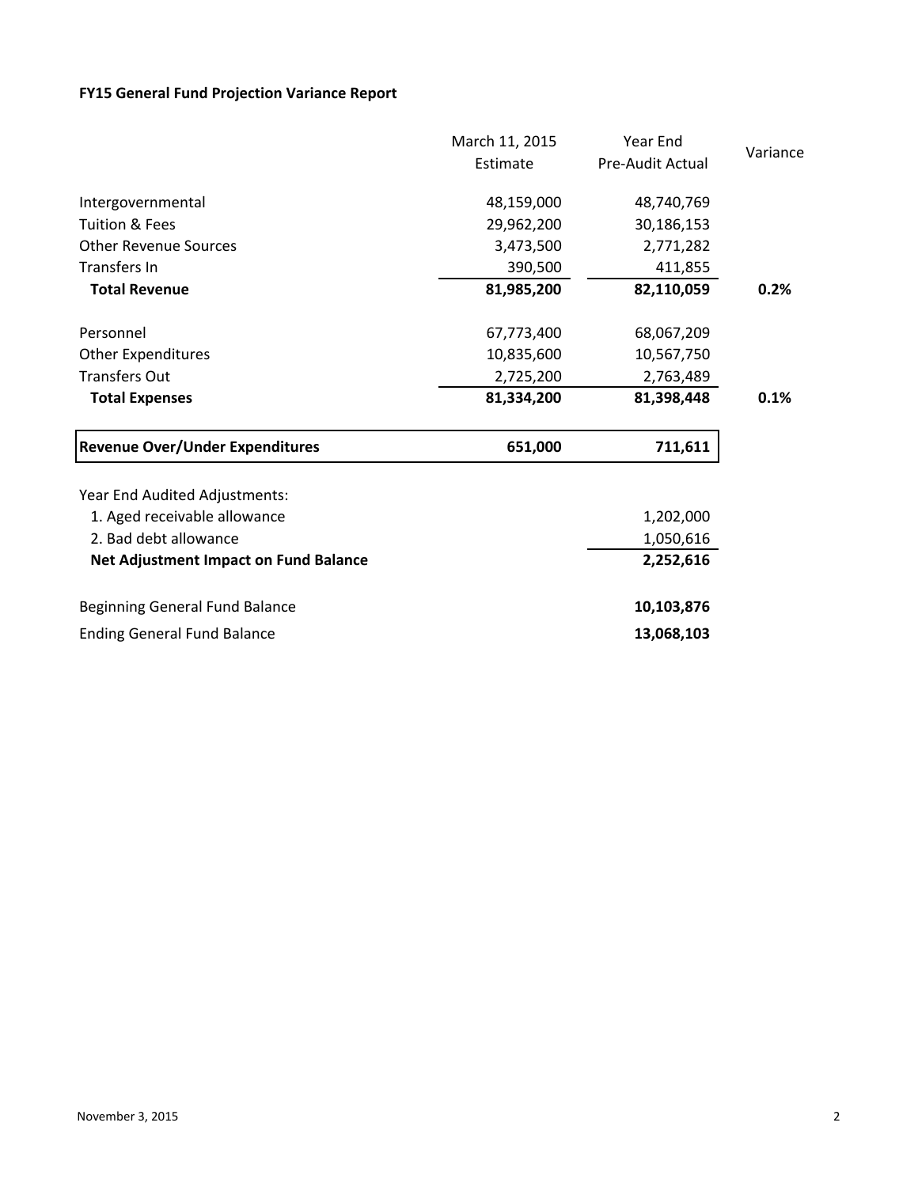**FY15 General Fund Projection Variance Report**

| | March 11, 2015 Estimate | Year End Pre-Audit Actual | Variance |
|---|---|---|---|
| Intergovernmental | 48,159,000 | 48,740,769 | |
| Tuition & Fees | 29,962,200 | 30,186,153 | |
| Other Revenue Sources | 3,473,500 | 2,771,282 | |
| Transfers In | 390,500 | 411,855 | |
| **Total Revenue** | **81,985,200** | **82,110,059** | **0.2%** |
| Personnel | 67,773,400 | 68,067,209 | |
| Other Expenditures | 10,835,600 | 10,567,750 | |
| Transfers Out | 2,725,200 | 2,763,489 | |
| **Total Expenses** | **81,334,200** | **81,398,448** | **0.1%** |
| **Revenue Over/Under Expenditures** | **651,000** | **711,611** | |
| Year End Audited Adjustments: | | | |
| 1. Aged receivable allowance | | 1,202,000 | |
| 2. Bad debt allowance | | 1,050,616 | |
| **Net Adjustment Impact on Fund Balance** | | **2,252,616** | |
| Beginning General Fund Balance | | **10,103,876** | |
| Ending General Fund Balance | | **13,068,103** | |

November 3, 2015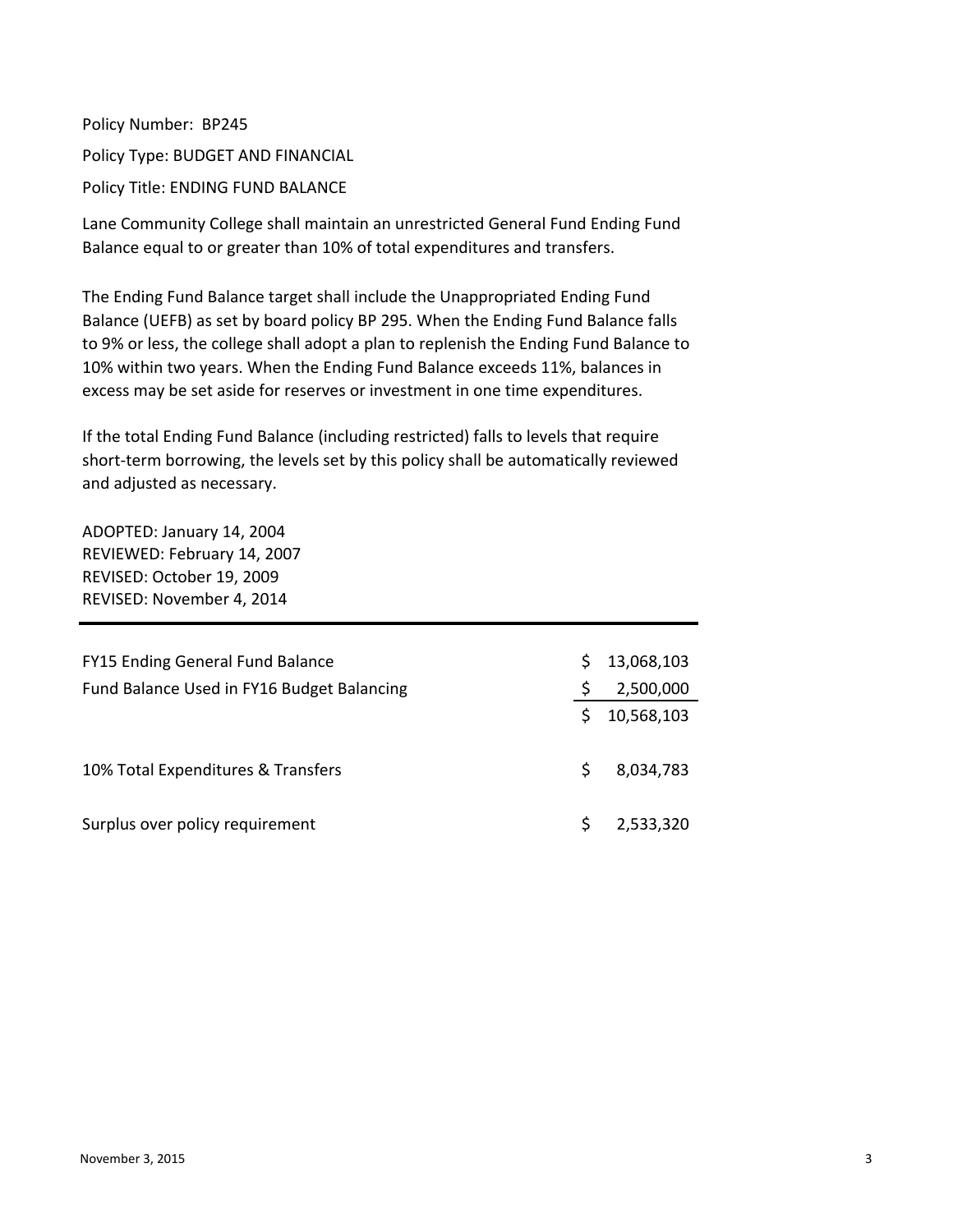Policy Number: BP245

Policy Type: BUDGET AND FINANCIAL

Policy Title: ENDING FUND BALANCE

Lane Community College shall maintain an unrestricted General Fund Ending Fund Balance equal to or greater than 10% of total expenditures and transfers.

The Ending Fund Balance target shall include the Unappropriated Ending Fund Balance (UEFB) as set by board policy BP 295. When the Ending Fund Balance falls to 9% or less, the college shall adopt a plan to replenish the Ending Fund Balance to 10% within two years. When the Ending Fund Balance exceeds 11%, balances in excess may be set aside for reserves or investment in one time expenditures.

If the total Ending Fund Balance (including restricted) falls to levels that require short-term borrowing, the levels set by this policy shall be automatically reviewed and adjusted as necessary.

ADOPTED: January 14, 2004
REVIEWED: February 14, 2007
REVISED: October 19, 2009
REVISED: November 4, 2014

---

| | | |
|---|---|---|
| FY15 Ending General Fund Balance | $ | 13,068,103 |
| Fund Balance Used in FY16 Budget Balancing | $ | 2,500,000 |
| | $ | 10,568,103 |
| 10% Total Expenditures & Transfers | $ | 8,034,783 |
| Surplus over policy requirement | $ | 2,533,320 |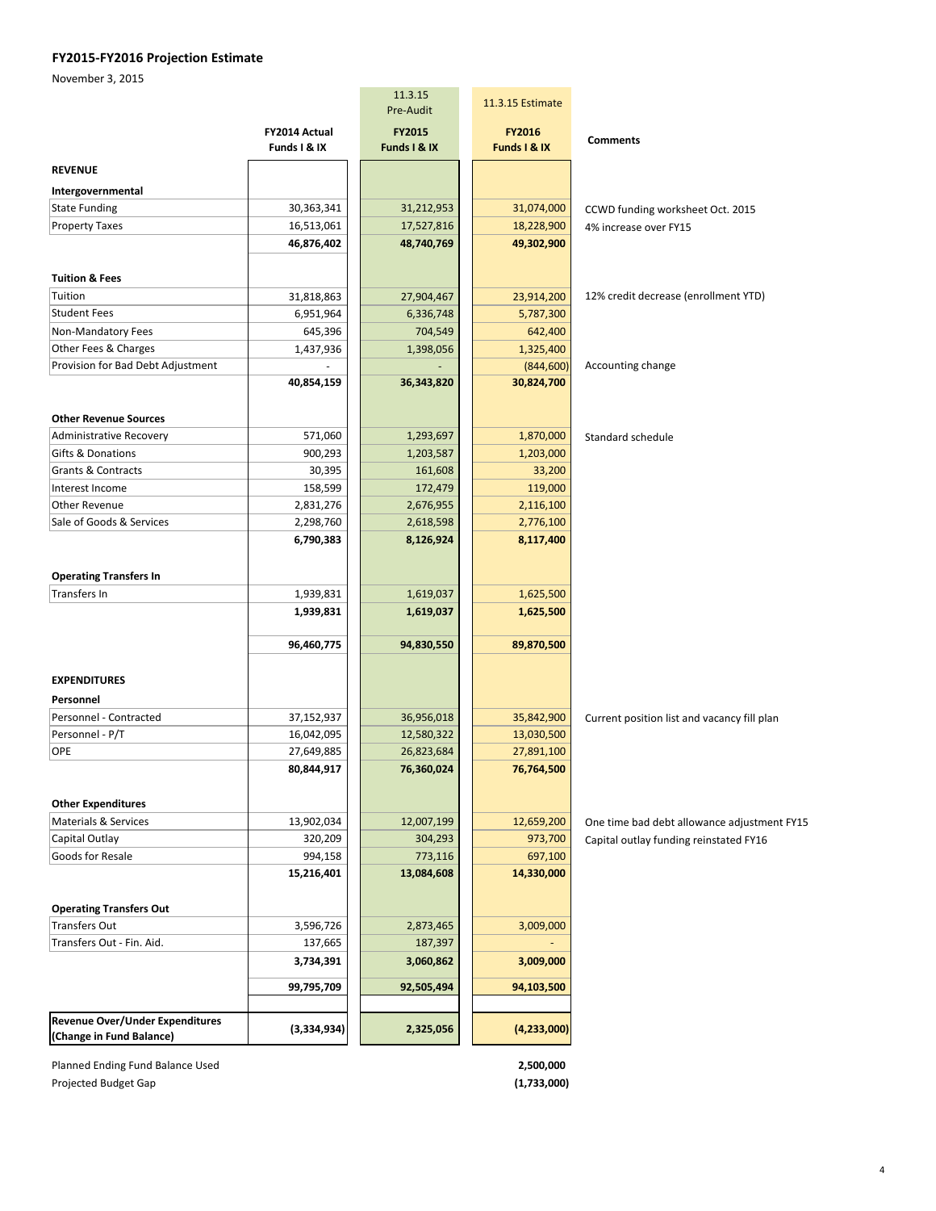## FY2015-FY2016 Projection Estimate

November 3, 2015

| | FY2014 Actual Funds I & IX | 11.3.15 Pre-Audit FY2015 Funds I & IX | 11.3.15 Estimate FY2016 Funds I & IX | Comments |
|---|---|---|---|---|
| **REVENUE** | | | | |
| **Intergovernmental** | | | | |
| State Funding | 30,363,341 | 31,212,953 | 31,074,000 | CCWD funding worksheet Oct. 2015 |
| Property Taxes | 16,513,061 | 17,527,816 | 18,228,900 | 4% increase over FY15 |
| | **46,876,402** | **48,740,769** | **49,302,900** | |
| **Tuition & Fees** | | | | |
| Tuition | 31,818,863 | 27,904,467 | 23,914,200 | 12% credit decrease (enrollment YTD) |
| Student Fees | 6,951,964 | 6,336,748 | 5,787,300 | |
| Non-Mandatory Fees | 645,396 | 704,549 | 642,400 | |
| Other Fees & Charges | 1,437,936 | 1,398,056 | 1,325,400 | |
| Provision for Bad Debt Adjustment | - | - | (844,600) | Accounting change |
| | **40,854,159** | **36,343,820** | **30,824,700** | |
| **Other Revenue Sources** | | | | |
| Administrative Recovery | 571,060 | 1,293,697 | 1,870,000 | Standard schedule |
| Gifts & Donations | 900,293 | 1,203,587 | 1,203,000 | |
| Grants & Contracts | 30,395 | 161,608 | 33,200 | |
| Interest Income | 158,599 | 172,479 | 119,000 | |
| Other Revenue | 2,831,276 | 2,676,955 | 2,116,100 | |
| Sale of Goods & Services | 2,298,760 | 2,618,598 | 2,776,100 | |
| | **6,790,383** | **8,126,924** | **8,117,400** | |
| **Operating Transfers In** | | | | |
| Transfers In | 1,939,831 | 1,619,037 | 1,625,500 | |
| | **1,939,831** | **1,619,037** | **1,625,500** | |
| | **96,460,775** | **94,830,550** | **89,870,500** | |
| **EXPENDITURES** | | | | |
| **Personnel** | | | | |
| Personnel - Contracted | 37,152,937 | 36,956,018 | 35,842,900 | Current position list and vacancy fill plan |
| Personnel - P/T | 16,042,095 | 12,580,322 | 13,030,500 | |
| OPE | 27,649,885 | 26,823,684 | 27,891,100 | |
| | **80,844,917** | **76,360,024** | **76,764,500** | |
| **Other Expenditures** | | | | |
| Materials & Services | 13,902,034 | 12,007,199 | 12,659,200 | One time bad debt allowance adjustment FY15 |
| Capital Outlay | 320,209 | 304,293 | 973,700 | Capital outlay funding reinstated FY16 |
| Goods for Resale | 994,158 | 773,116 | 697,100 | |
| | **15,216,401** | **13,084,608** | **14,330,000** | |
| **Operating Transfers Out** | | | | |
| Transfers Out | 3,596,726 | 2,873,465 | 3,009,000 | |
| Transfers Out - Fin. Aid. | 137,665 | 187,397 | - | |
| | **3,734,391** | **3,060,862** | **3,009,000** | |
| | **99,795,709** | **92,505,494** | **94,103,500** | |
| **Revenue Over/Under Expenditures (Change in Fund Balance)** | **(3,334,934)** | **2,325,056** | **(4,233,000)** | |
| Planned Ending Fund Balance Used | | | **2,500,000** | |
| Projected Budget Gap | | | **(1,733,000)** | |